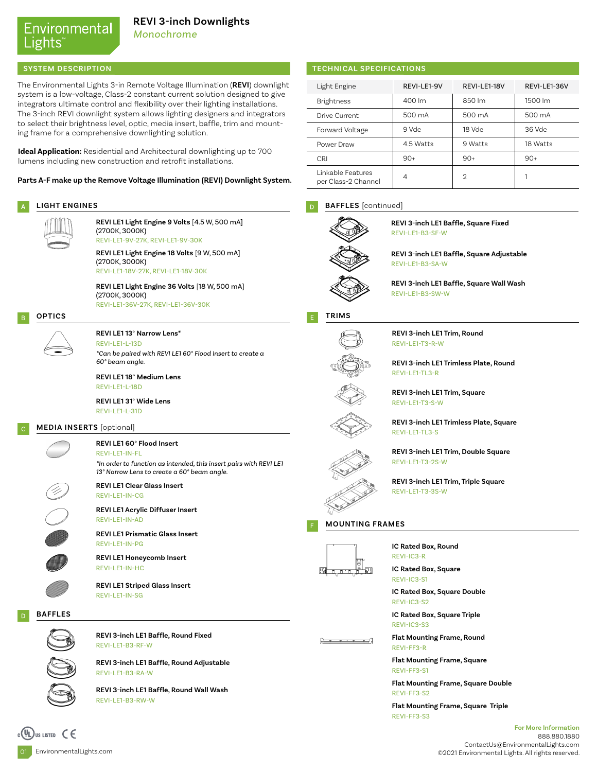# REVI 3-inch Downlights

*Monochrome*

## SYSTEM DESCRIPTION

The Environmental Lights 3-in Remote Voltage Illumination (**REVI**) downlight system is a low-voltage, Class-2 constant current solution designed to give integrators ultimate control and flexibility over their lighting installations. The 3-inch REVI downlight system allows lighting designers and integrators to select their brightness level, optic, media insert, baffle, trim and mounting frame for a comprehensive downlighting solution.

**Ideal Application:** Residential and Architectural downlighting up to 700 lumens including new construction and retrofit installations.

**Parts A-F make up the Remove Voltage Illumination (REVI) Downlight System.**

### A LIGHT ENGINES

**REVI LE1 Light Engine 9 Volts** [4.5 W, 500 mA] (2700K, 3000K)
REVI-LE1-9V-27K, REVI-LE1-9V-30K

**REVI LE1 Light Engine 18 Volts** [9 W, 500 mA] (2700K, 3000K)
REVI-LE1-18V-27K, REVI-LE1-18V-30K

**REVI LE1 Light Engine 36 Volts** [18 W, 500 mA] (2700K, 3000K)
REVI-LE1-36V-27K, REVI-LE1-36V-30K

### B OPTICS

**REVI LE1 13° Narrow Lens***
REVI-LE1-L-13D
*\*Can be paired with REVI LE1 60° Flood Insert to create a 60° beam angle.*

**REVI LE1 18° Medium Lens**
REVI-LE1-L-18D

**REVI LE1 31° Wide Lens**
REVI-LE1-L-31D

### C MEDIA INSERTS [optional]

**REVI LE1 60° Flood Insert**
REVI-LE1-IN-FL
*\*In order to function as intended, this insert pairs with REVI LE1 13° Narrow Lens to create a 60° beam angle.*

**REVI LE1 Clear Glass Insert**
REVI-LE1-IN-CG

**REVI LE1 Acrylic Diffuser Insert**
REVI-LE1-IN-AD

**REVI LE1 Prismatic Glass Insert**
REVI-LE1-IN-PG

**REVI LE1 Honeycomb Insert**
REVI-LE1-IN-HC

**REVI LE1 Striped Glass Insert**
REVI-LE1-IN-SG

### D BAFFLES

**REVI 3-inch LE1 Baffle, Round Fixed**
REVI-LE1-B3-RF-W

**REVI 3-inch LE1 Baffle, Round Adjustable**
REVI-LE1-B3-RA-W

**REVI 3-inch LE1 Baffle, Round Wall Wash**
REVI-LE1-B3-RW-W

## TECHNICAL SPECIFICATIONS

| Light Engine | REVI-LE1-9V | REVI-LE1-18V | REVI-LE1-36V |
|---|---|---|---|
| Brightness | 400 lm | 850 lm | 1500 lm |
| Drive Current | 500 mA | 500 mA | 500 mA |
| Forward Voltage | 9 Vdc | 18 Vdc | 36 Vdc |
| Power Draw | 4.5 Watts | 9 Watts | 18 Watts |
| CRI | 90+ | 90+ | 90+ |
| Linkable Features per Class-2 Channel | 4 | 2 | 1 |

### D BAFFLES [continued]

**REVI 3-inch LE1 Baffle, Square Fixed**
REVI-LE1-B3-SF-W

**REVI 3-inch LE1 Baffle, Square Adjustable**
REVI-LE1-B3-SA-W

**REVI 3-inch LE1 Baffle, Square Wall Wash**
REVI-LE1-B3-SW-W

### E TRIMS

**REVI 3-inch LE1 Trim, Round**
REVI-LE1-T3-R-W

**REVI 3-inch LE1 Trimless Plate, Round**
REVI-LE1-TL3-R

**REVI 3-inch LE1 Trim, Square**
REVI-LE1-T3-S-W

**REVI 3-inch LE1 Trimless Plate, Square**
REVI-LE1-TL3-S

**REVI 3-inch LE1 Trim, Double Square**
REVI-LE1-T3-2S-W

**REVI 3-inch LE1 Trim, Triple Square**
REVI-LE1-T3-3S-W

### F MOUNTING FRAMES

**IC Rated Box, Round**
REVI-IC3-R

**IC Rated Box, Square**
REVI-IC3-S1

**IC Rated Box, Square Double**
REVI-IC3-S2

**IC Rated Box, Square Triple**
REVI-IC3-S3

**Flat Mounting Frame, Round**
REVI-FF3-R

**Flat Mounting Frame, Square**
REVI-FF3-S1

**Flat Mounting Frame, Square Double**
REVI-FF3-S2

**Flat Mounting Frame, Square Triple**
REVI-FF3-S3

**For More Information**
888.880.1880
ContactUs@EnvironmentalLights.com
©2021 Environmental Lights. All rights reserved.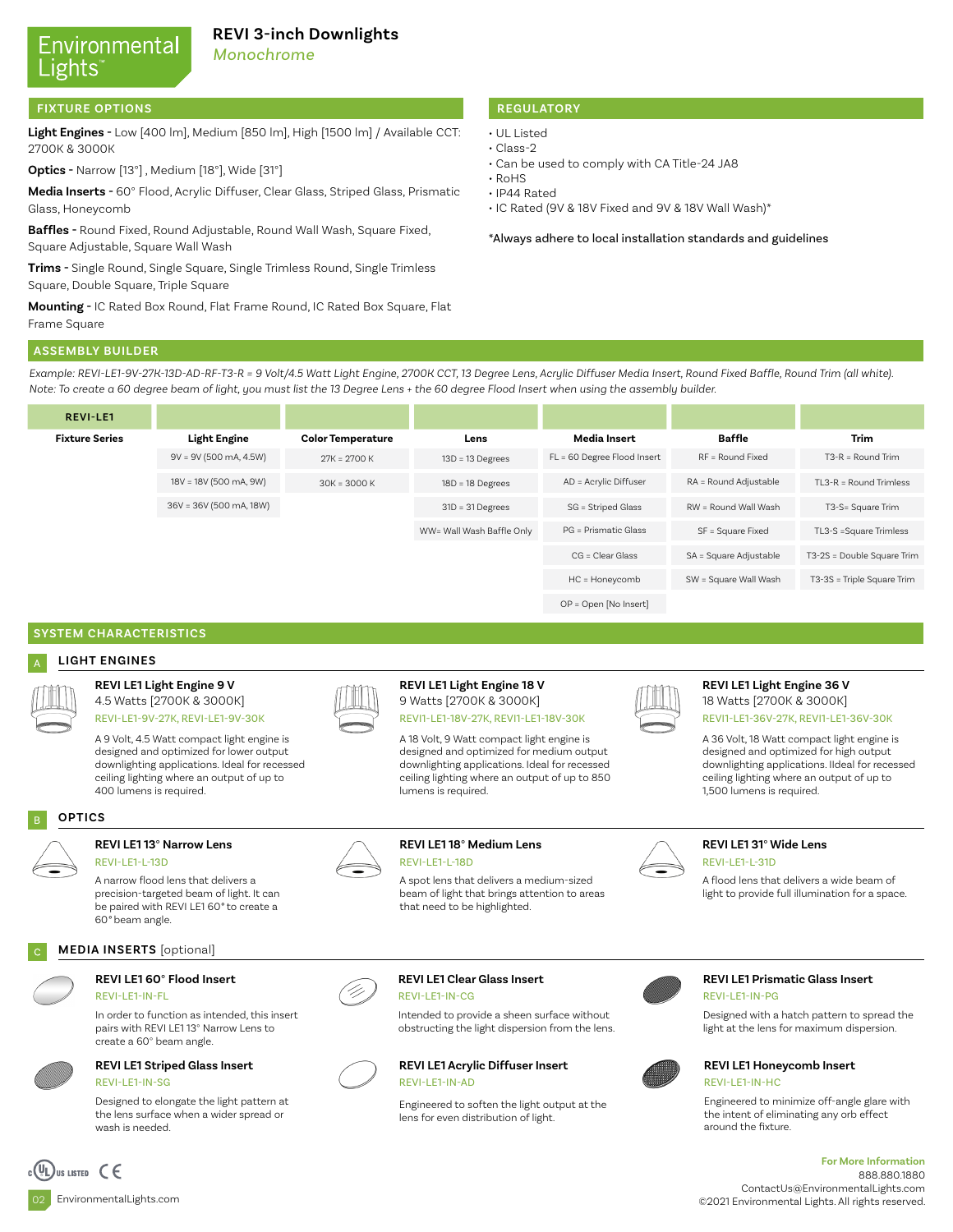# REVI 3-inch Downlights

*Monochrome*

## FIXTURE OPTIONS

**Light Engines -** Low [400 lm], Medium [850 lm], High [1500 lm] / Available CCT: 2700K & 3000K

**Optics -** Narrow [13°] , Medium [18°], Wide [31°]

**Media Inserts -** 60° Flood, Acrylic Diffuser, Clear Glass, Striped Glass, Prismatic Glass, Honeycomb

**Baffles -** Round Fixed, Round Adjustable, Round Wall Wash, Square Fixed, Square Adjustable, Square Wall Wash

**Trims -** Single Round, Single Square, Single Trimless Round, Single Trimless Square, Double Square, Triple Square

**Mounting -** IC Rated Box Round, Flat Frame Round, IC Rated Box Square, Flat Frame Square

## REGULATORY

- UL Listed
- Class-2
- Can be used to comply with CA Title-24 JA8
- RoHS
- IP44 Rated
- IC Rated (9V & 18V Fixed and 9V & 18V Wall Wash)*

*Always adhere to local installation standards and guidelines

## ASSEMBLY BUILDER

*Example: REVI-LE1-9V-27K-13D-AD-RF-T3-R = 9 Volt/4.5 Watt Light Engine, 2700K CCT, 13 Degree Lens, Acrylic Diffuser Media Insert, Round Fixed Baffle, Round Trim (all white).*
*Note: To create a 60 degree beam of light, you must list the 13 Degree Lens + the 60 degree Flood Insert when using the assembly builder.*

| REVI-LE1 | | | | | | |
|---|---|---|---|---|---|---|
| **Fixture Series** | **Light Engine** | **Color Temperature** | **Lens** | **Media Insert** | **Baffle** | **Trim** |
| | 9V = 9V (500 mA, 4.5W) | 27K = 2700 K | 13D = 13 Degrees | FL = 60 Degree Flood Insert | RF = Round Fixed | T3-R = Round Trim |
| | 18V = 18V (500 mA, 9W) | 30K = 3000 K | 18D = 18 Degrees | AD = Acrylic Diffuser | RA = Round Adjustable | TL3-R = Round Trimless |
| | 36V = 36V (500 mA, 18W) | | 31D = 31 Degrees | SG = Striped Glass | RW = Round Wall Wash | T3-S= Square Trim |
| | | | WW= Wall Wash Baffle Only | PG = Prismatic Glass | SF = Square Fixed | TL3-S =Square Trimless |
| | | | | CG = Clear Glass | SA = Square Adjustable | T3-2S = Double Square Trim |
| | | | | HC = Honeycomb | SW = Square Wall Wash | T3-3S = Triple Square Trim |
| | | | | OP = Open [No Insert] | | |

## SYSTEM CHARACTERISTICS

### A LIGHT ENGINES

**REVI LE1 Light Engine 9 V**
4.5 Watts [2700K & 3000K]
REVI-LE1-9V-27K, REVI-LE1-9V-30K

A 9 Volt, 4.5 Watt compact light engine is designed and optimized for lower output downlighting applications. Ideal for recessed ceiling lighting where an output of up to 400 lumens is required.

**REVI LE1 Light Engine 18 V**
9 Watts [2700K & 3000K]
REVI1-LE1-18V-27K, REVI1-LE1-18V-30K

A 18 Volt, 9 Watt compact light engine is designed and optimized for medium output downlighting applications. Ideal for recessed ceiling lighting where an output of up to 850 lumens is required.

**REVI LE1 Light Engine 36 V**
18 Watts [2700K & 3000K]
REVI1-LE1-36V-27K, REVI1-LE1-36V-30K

A 36 Volt, 18 Watt compact light engine is designed and optimized for high output downlighting applications. IIdeal for recessed ceiling lighting where an output of up to 1,500 lumens is required.

### B OPTICS

**REVI LE1 13° Narrow Lens**
REVI-LE1-L-13D

A narrow flood lens that delivers a precision-targeted beam of light. It can be paired with REVI LE1 60° to create a 60° beam angle.

**REVI LE1 18° Medium Lens**
REVI-LE1-L-18D

A spot lens that delivers a medium-sized beam of light that brings attention to areas that need to be highlighted.

**REVI LE1 31° Wide Lens**
REVI-LE1-L-31D

A flood lens that delivers a wide beam of light to provide full illumination for a space.

### C MEDIA INSERTS [optional]

**REVI LE1 60° Flood Insert**
REVI-LE1-IN-FL

In order to function as intended, this insert pairs with REVI LE1 13° Narrow Lens to create a 60° beam angle.

**REVI LE1 Clear Glass Insert**
REVI-LE1-IN-CG

Intended to provide a sheen surface without obstructing the light dispersion from the lens.

**REVI LE1 Prismatic Glass Insert**
REVI-LE1-IN-PG

Designed with a hatch pattern to spread the light at the lens for maximum dispersion.

**REVI LE1 Striped Glass Insert**
REVI-LE1-IN-SG

Designed to elongate the light pattern at the lens surface when a wider spread or wash is needed.

**REVI LE1 Acrylic Diffuser Insert**
REVI-LE1-IN-AD

Engineered to soften the light output at the lens for even distribution of light.

**REVI LE1 Honeycomb Insert**
REVI-LE1-IN-HC

Engineered to minimize off-angle glare with the intent of eliminating any orb effect around the fixture.

**For More Information**
888.880.1880
ContactUs@EnvironmentalLights.com
©2021 Environmental Lights. All rights reserved.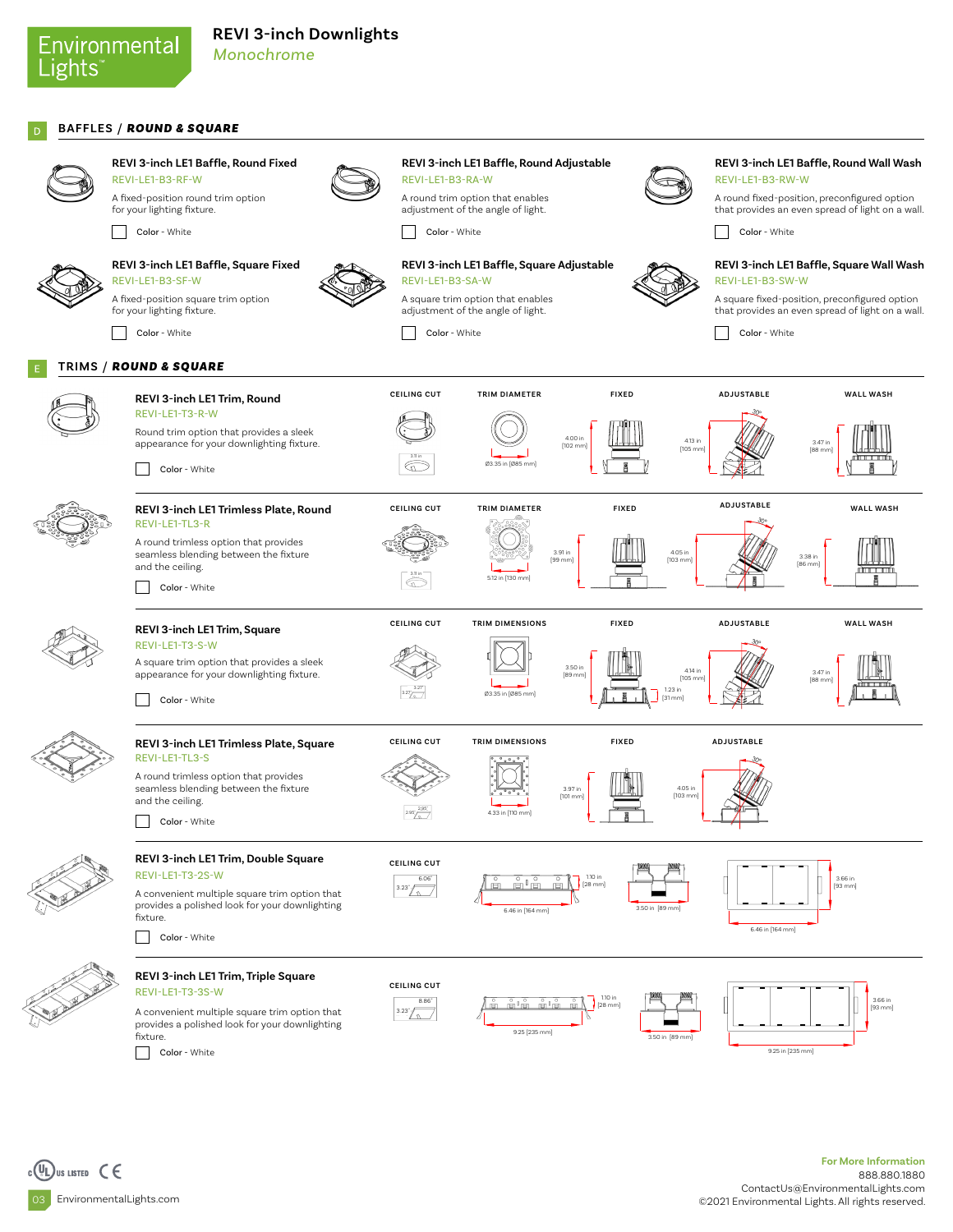# REVI 3-inch Downlights

*Monochrome*

## D BAFFLES / *ROUND & SQUARE*

### REVI 3-inch LE1 Baffle, Round Fixed

REVI-LE1-B3-RF-W

A fixed-position round trim option for your lighting fixture.

☐ Color - White

### REVI 3-inch LE1 Baffle, Round Adjustable

REVI-LE1-B3-RA-W

A round trim option that enables adjustment of the angle of light.

☐ Color - White

### REVI 3-inch LE1 Baffle, Round Wall Wash

REVI-LE1-B3-RW-W

A round fixed-position, preconfigured option that provides an even spread of light on a wall.

☐ Color - White

### REVI 3-inch LE1 Baffle, Square Fixed

REVI-LE1-B3-SF-W

A fixed-position square trim option for your lighting fixture.

☐ Color - White

### REVI 3-inch LE1 Baffle, Square Adjustable

REVI-LE1-B3-SA-W

A square trim option that enables adjustment of the angle of light.

☐ Color - White

### REVI 3-inch LE1 Baffle, Square Wall Wash

REVI-LE1-B3-SW-W

A square fixed-position, preconfigured option that provides an even spread of light on a wall.

☐ Color - White

## E TRIMS / *ROUND & SQUARE*

### REVI 3-inch LE1 Trim, Round

REVI-LE1-T3-R-W

Round trim option that provides a sleek appearance for your downlighting fixture.

☐ Color - White

| CEILING CUT | TRIM DIAMETER | FIXED | ADJUSTABLE | WALL WASH |
|---|---|---|---|---|
| 3.11 in | Ø3.35 in [Ø85 mm] | 4.00 in [102 mm] | 4.13 in [105 mm], 30° | 3.47 in [88 mm] |

### REVI 3-inch LE1 Trimless Plate, Round

REVI-LE1-TL3-R

A round trimless option that provides seamless blending between the fixture and the ceiling.

☐ Color - White

| CEILING CUT | TRIM DIAMETER | FIXED | ADJUSTABLE | WALL WASH |
|---|---|---|---|---|
| 3.11 in | 5.12 in [130 mm] | 3.91 in [99 mm] | 4.05 in [103 mm], 30° | 3.38 in [86 mm] |

### REVI 3-inch LE1 Trim, Square

REVI-LE1-T3-S-W

A square trim option that provides a sleek appearance for your downlighting fixture.

☐ Color - White

| CEILING CUT | TRIM DIMENSIONS | FIXED | ADJUSTABLE | WALL WASH |
|---|---|---|---|---|
| 3.27" x 3.27" | Ø3.35 in [Ø85 mm] | 3.50 in [89 mm], 1.23 in [31 mm] | 4.14 in [105 mm], 30° | 3.47 in [88 mm] |

### REVI 3-inch LE1 Trimless Plate, Square

REVI-LE1-TL3-S

A round trimless option that provides seamless blending between the fixture and the ceiling.

☐ Color - White

| CEILING CUT | TRIM DIMENSIONS | FIXED | ADJUSTABLE |
|---|---|---|---|
| 2.95" x 2.95" | 4.33 in [110 mm] | 3.97 in [101 mm] | 4.05 in [103 mm], 30° |

### REVI 3-inch LE1 Trim, Double Square

REVI-LE1-T3-2S-W

A convenient multiple square trim option that provides a polished look for your downlighting fixture.

☐ Color - White

CEILING CUT: 6.06" x 3.23"

Dimensions: 6.46 in [164 mm]; 1.10 in [28 mm]; 3.50 in [89 mm]; 3.66 in [93 mm]; 6.46 in [164 mm]

### REVI 3-inch LE1 Trim, Triple Square

REVI-LE1-T3-3S-W

A convenient multiple square trim option that provides a polished look for your downlighting fixture.

☐ Color - White

CEILING CUT: 8.86" x 3.23"

Dimensions: 9.25 [235 mm]; 1.10 in [28 mm]; 3.50 in [89 mm]; 3.66 in [93 mm]; 9.25 in [235 mm]

EnvironmentalLights.com

**For More Information**
888.880.1880
ContactUs@EnvironmentalLights.com
©2021 Environmental Lights. All rights reserved.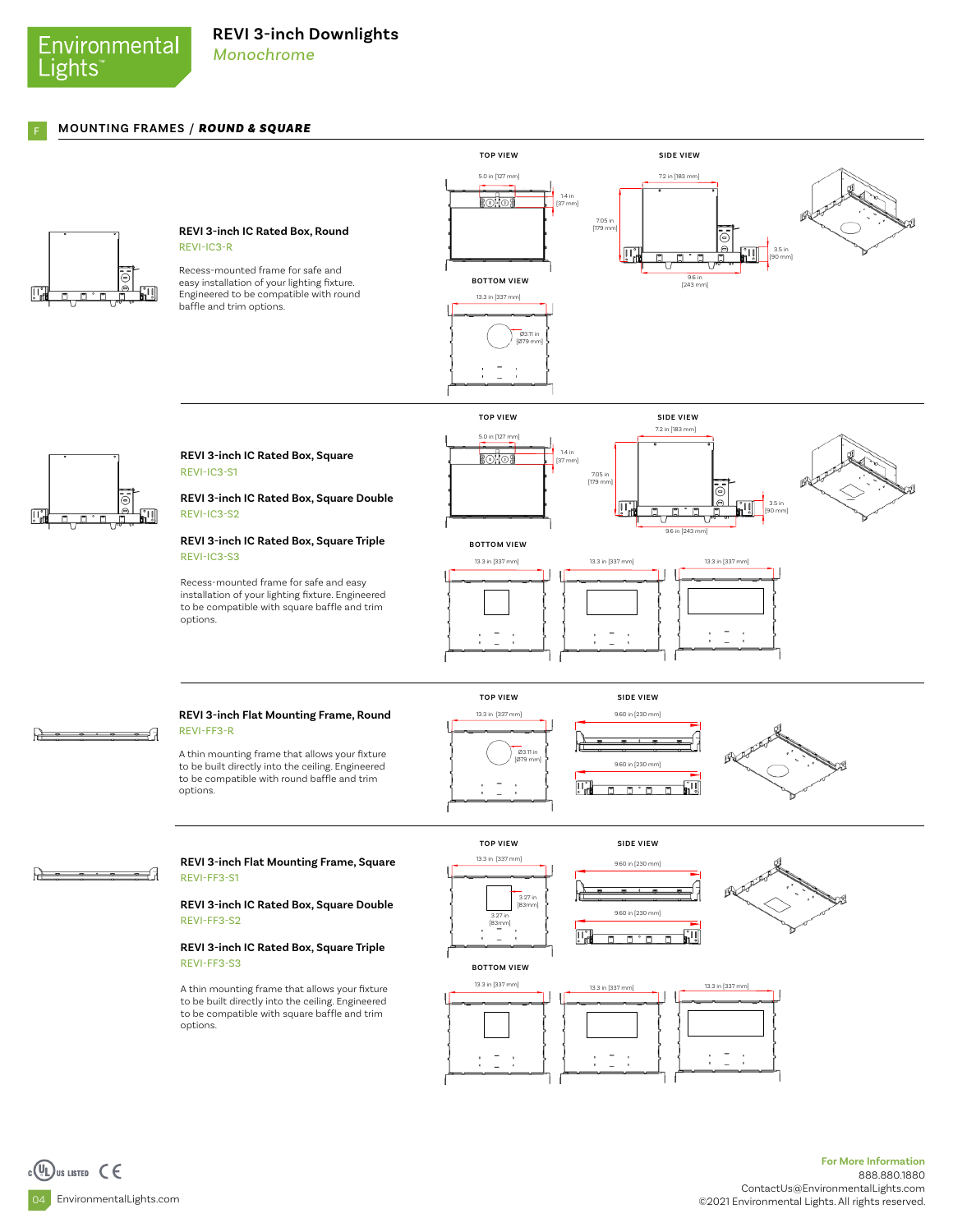# REVI 3-inch Downlights

*Monochrome*

## F MOUNTING FRAMES / ***ROUND & SQUARE***

### REVI 3-inch IC Rated Box, Round

REVI-IC3-R

Recess-mounted frame for safe and easy installation of your lighting fixture. Engineered to be compatible with round baffle and trim options.

TOP VIEW

5.0 in [127 mm]

1.4 in [37 mm]

SIDE VIEW

7.2 in [183 mm]

7.05 in [179 mm]

3.5 in [90 mm]

9.6 in [243 mm]

BOTTOM VIEW

13.3 in [337 mm]

Ø3.11 in [Ø79 mm]

### REVI 3-inch IC Rated Box, Square

REVI-IC3-S1

### REVI 3-inch IC Rated Box, Square Double

REVI-IC3-S2

### REVI 3-inch IC Rated Box, Square Triple

REVI-IC3-S3

Recess-mounted frame for safe and easy installation of your lighting fixture. Engineered to be compatible with square baffle and trim options.

TOP VIEW

5.0 in [127 mm]

1.4 in [37 mm]

SIDE VIEW

7.2 in [183 mm]

7.05 in [179 mm]

3.5 in [90 mm]

9.6 in [243 mm]

BOTTOM VIEW

13.3 in [337 mm]

13.3 in [337 mm]

13.3 in [337 mm]

### REVI 3-inch Flat Mounting Frame, Round

REVI-FF3-R

A thin mounting frame that allows your fixture to be built directly into the ceiling. Engineered to be compatible with round baffle and trim options.

TOP VIEW

13.3 in [337 mm]

Ø3.11 in [Ø79 mm]

SIDE VIEW

9.60 in [230 mm]

9.60 in [230 mm]

### REVI 3-inch Flat Mounting Frame, Square

REVI-FF3-S1

### REVI 3-inch IC Rated Box, Square Double

REVI-FF3-S2

### REVI 3-inch IC Rated Box, Square Triple

REVI-FF3-S3

A thin mounting frame that allows your fixture to be built directly into the ceiling. Engineered to be compatible with square baffle and trim options.

TOP VIEW

13.3 in [337 mm]

3.27 in [83mm]

3.27 in [83mm]

SIDE VIEW

9.60 in [230 mm]

9.60 in [230 mm]

BOTTOM VIEW

13.3 in [337 mm]

13.3 in [337 mm]

13.3 in [337 mm]

For More Information
888.880.1880
ContactUs@EnvironmentalLights.com
©2021 Environmental Lights. All rights reserved.